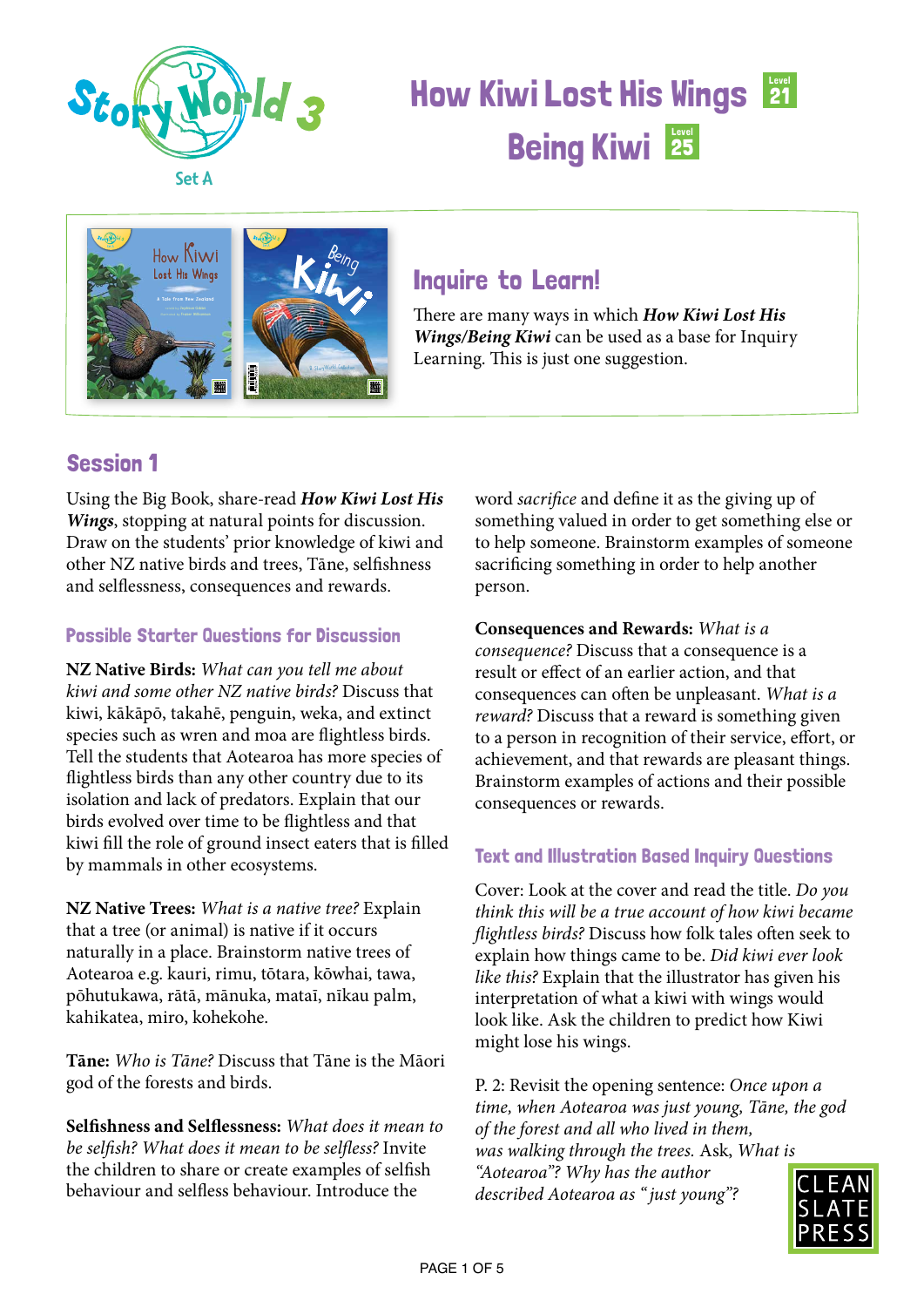Story World 3

Set A

# How Kiwi Lost His Wings Level 21

# Being Kiwi Level 25

## Inquire to Learn!

There are many ways in which ***How Kiwi Lost His Wings/Being Kiwi*** can be used as a base for Inquiry Learning. This is just one suggestion.

## Session 1

Using the Big Book, share-read ***How Kiwi Lost His Wings***, stopping at natural points for discussion. Draw on the students' prior knowledge of kiwi and other NZ native birds and trees, Tāne, selfishness and selflessness, consequences and rewards.

### Possible Starter Questions for Discussion

**NZ Native Birds:** *What can you tell me about kiwi and some other NZ native birds?* Discuss that kiwi, kākāpō, takahē, penguin, weka, and extinct species such as wren and moa are flightless birds. Tell the students that Aotearoa has more species of flightless birds than any other country due to its isolation and lack of predators. Explain that our birds evolved over time to be flightless and that kiwi fill the role of ground insect eaters that is filled by mammals in other ecosystems.

**NZ Native Trees:** *What is a native tree?* Explain that a tree (or animal) is native if it occurs naturally in a place. Brainstorm native trees of Aotearoa e.g. kauri, rimu, tōtara, kōwhai, tawa, pōhutukawa, rātā, mānuka, mataī, nīkau palm, kahikatea, miro, kohekohe.

**Tāne:** *Who is Tāne?* Discuss that Tāne is the Māori god of the forests and birds.

**Selfishness and Selflessness:** *What does it mean to be selfish? What does it mean to be selfless?* Invite the children to share or create examples of selfish behaviour and selfless behaviour. Introduce the word *sacrifice* and define it as the giving up of something valued in order to get something else or to help someone. Brainstorm examples of someone sacrificing something in order to help another person.

**Consequences and Rewards:** *What is a consequence?* Discuss that a consequence is a result or effect of an earlier action, and that consequences can often be unpleasant. *What is a reward?* Discuss that a reward is something given to a person in recognition of their service, effort, or achievement, and that rewards are pleasant things. Brainstorm examples of actions and their possible consequences or rewards.

### Text and Illustration Based Inquiry Questions

Cover: Look at the cover and read the title. *Do you think this will be a true account of how kiwi became flightless birds?* Discuss how folk tales often seek to explain how things came to be. *Did kiwi ever look like this?* Explain that the illustrator has given his interpretation of what a kiwi with wings would look like. Ask the children to predict how Kiwi might lose his wings.

P. 2: Revisit the opening sentence: *Once upon a time, when Aotearoa was just young, Tāne, the god of the forest and all who lived in them, was walking through the trees.* Ask, *What is "Aotearoa"? Why has the author described Aotearoa as "just young"?*

CLEAN SLATE PRESS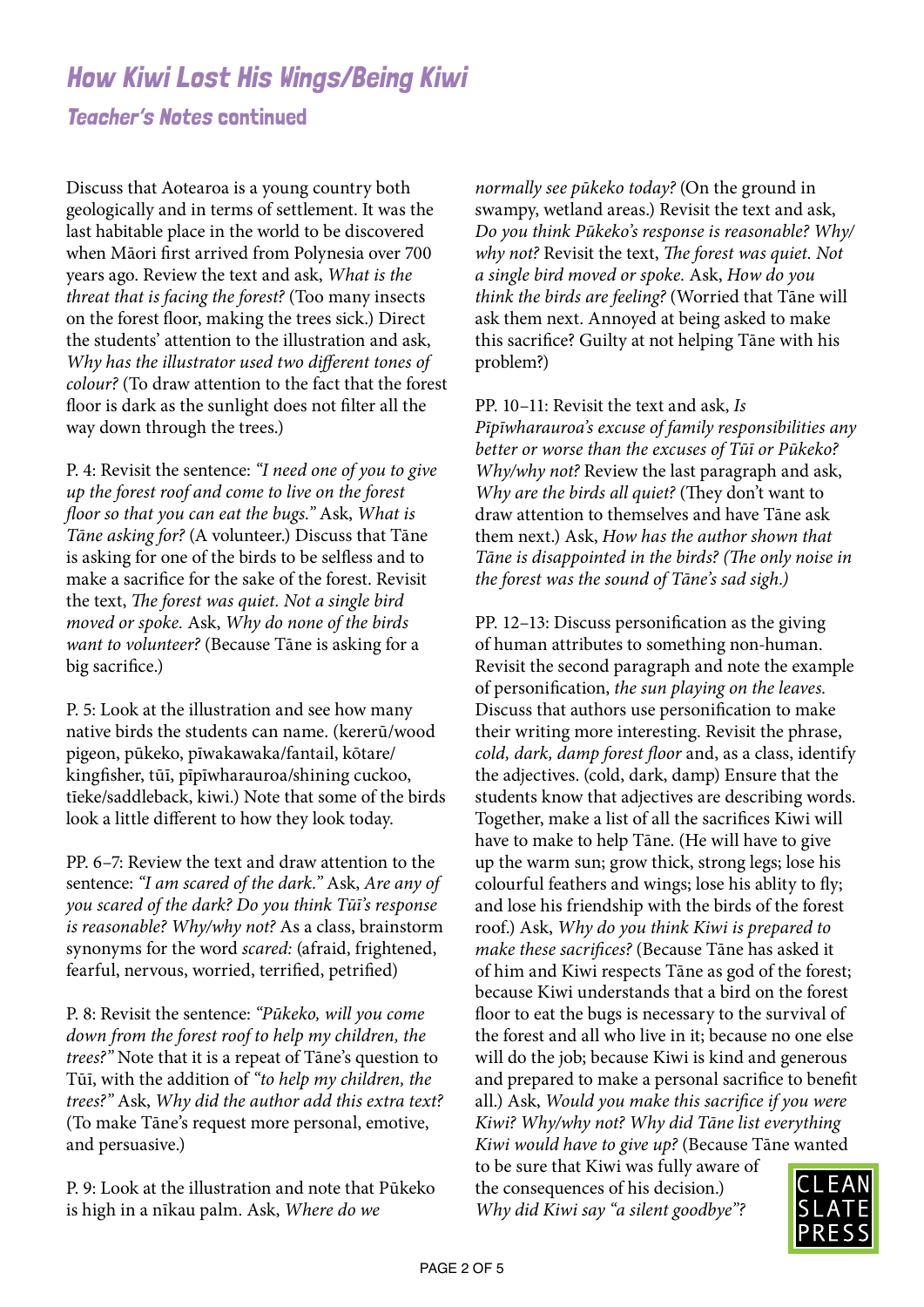# How Kiwi Lost His Wings/Being Kiwi

## Teacher's Notes continued

Discuss that Aotearoa is a young country both geologically and in terms of settlement. It was the last habitable place in the world to be discovered when Māori first arrived from Polynesia over 700 years ago. Review the text and ask, *What is the threat that is facing the forest?* (Too many insects on the forest floor, making the trees sick.) Direct the students' attention to the illustration and ask, *Why has the illustrator used two different tones of colour?* (To draw attention to the fact that the forest floor is dark as the sunlight does not filter all the way down through the trees.)

P. 4: Revisit the sentence: *"I need one of you to give up the forest roof and come to live on the forest floor so that you can eat the bugs."* Ask, *What is Tāne asking for?* (A volunteer.) Discuss that Tāne is asking for one of the birds to be selfless and to make a sacrifice for the sake of the forest. Revisit the text, *The forest was quiet. Not a single bird moved or spoke.* Ask, *Why do none of the birds want to volunteer?* (Because Tāne is asking for a big sacrifice.)

P. 5: Look at the illustration and see how many native birds the students can name. (kererū/wood pigeon, pūkeko, pīwakawaka/fantail, kōtare/kingfisher, tūī, pīpīwharauroa/shining cuckoo, tīeke/saddleback, kiwi.) Note that some of the birds look a little different to how they look today.

PP. 6–7: Review the text and draw attention to the sentence: *"I am scared of the dark."* Ask, *Are any of you scared of the dark? Do you think Tūī's response is reasonable? Why/why not?* As a class, brainstorm synonyms for the word *scared:* (afraid, frightened, fearful, nervous, worried, terrified, petrified)

P. 8: Revisit the sentence: *"Pūkeko, will you come down from the forest roof to help my children, the trees?"* Note that it is a repeat of Tāne's question to Tūī, with the addition of *"to help my children, the trees?"* Ask, *Why did the author add this extra text?* (To make Tāne's request more personal, emotive, and persuasive.)

P. 9: Look at the illustration and note that Pūkeko is high in a nīkau palm. Ask, *Where do we normally see pūkeko today?* (On the ground in swampy, wetland areas.) Revisit the text and ask, *Do you think Pūkeko's response is reasonable? Why/why not?* Revisit the text, *The forest was quiet. Not a single bird moved or spoke.* Ask, *How do you think the birds are feeling?* (Worried that Tāne will ask them next. Annoyed at being asked to make this sacrifice? Guilty at not helping Tāne with his problem?)

PP. 10–11: Revisit the text and ask, *Is Pīpīwharauroa's excuse of family responsibilities any better or worse than the excuses of Tūī or Pūkeko? Why/why not?* Review the last paragraph and ask, *Why are the birds all quiet?* (They don't want to draw attention to themselves and have Tāne ask them next.) Ask, *How has the author shown that Tāne is disappointed in the birds? (The only noise in the forest was the sound of Tāne's sad sigh.)*

PP. 12–13: Discuss personification as the giving of human attributes to something non-human. Revisit the second paragraph and note the example of personification, *the sun playing on the leaves.* Discuss that authors use personification to make their writing more interesting. Revisit the phrase, *cold, dark, damp forest floor* and, as a class, identify the adjectives. (cold, dark, damp) Ensure that the students know that adjectives are describing words. Together, make a list of all the sacrifices Kiwi will have to make to help Tāne. (He will have to give up the warm sun; grow thick, strong legs; lose his colourful feathers and wings; lose his ablity to fly; and lose his friendship with the birds of the forest roof.) Ask, *Why do you think Kiwi is prepared to make these sacrifices?* (Because Tāne has asked it of him and Kiwi respects Tāne as god of the forest; because Kiwi understands that a bird on the forest floor to eat the bugs is necessary to the survival of the forest and all who live in it; because no one else will do the job; because Kiwi is kind and generous and prepared to make a personal sacrifice to benefit all.) Ask, *Would you make this sacrifice if you were Kiwi? Why/why not? Why did Tāne list everything Kiwi would have to give up?* (Because Tāne wanted to be sure that Kiwi was fully aware of the consequences of his decision.) *Why did Kiwi say "a silent goodbye"?*

CLEAN SLATE PRESS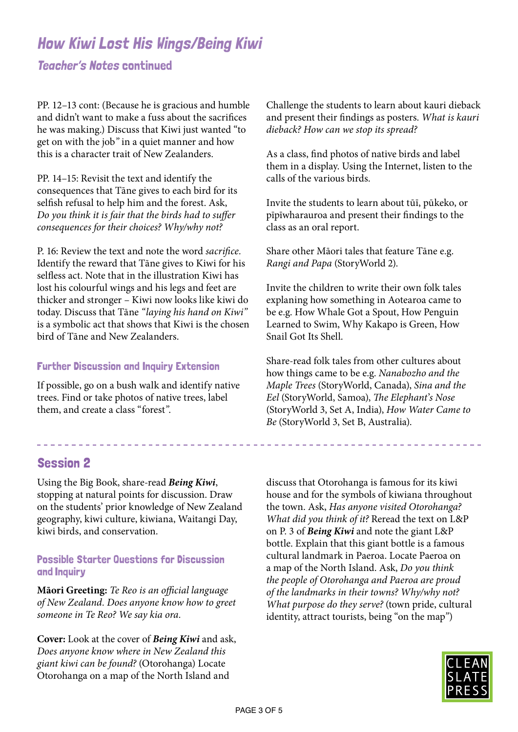## *How Kiwi Lost His Wings/Being Kiwi*

### *Teacher's Notes* continued

PP. 12–13 cont: (Because he is gracious and humble and didn't want to make a fuss about the sacrifices he was making.) Discuss that Kiwi just wanted "to get on with the job" in a quiet manner and how this is a character trait of New Zealanders.

PP. 14–15: Revisit the text and identify the consequences that Tāne gives to each bird for its selfish refusal to help him and the forest. Ask, *Do you think it is fair that the birds had to suffer consequences for their choices? Why/why not?*

P. 16: Review the text and note the word *sacrifice*. Identify the reward that Tāne gives to Kiwi for his selfless act. Note that in the illustration Kiwi has lost his colourful wings and his legs and feet are thicker and stronger – Kiwi now looks like kiwi do today. Discuss that Tāne *"laying his hand on Kiwi"* is a symbolic act that shows that Kiwi is the chosen bird of Tāne and New Zealanders.

### Further Discussion and Inquiry Extension

If possible, go on a bush walk and identify native trees. Find or take photos of native trees, label them, and create a class "forest".

Challenge the students to learn about kauri dieback and present their findings as posters. *What is kauri dieback? How can we stop its spread?*

As a class, find photos of native birds and label them in a display. Using the Internet, listen to the calls of the various birds.

Invite the students to learn about tūī, pūkeko, or pīpīwharauroa and present their findings to the class as an oral report.

Share other Māori tales that feature Tāne e.g. *Rangi and Papa* (StoryWorld 2).

Invite the children to write their own folk tales explaning how something in Aotearoa came to be e.g. How Whale Got a Spout, How Penguin Learned to Swim, Why Kakapo is Green, How Snail Got Its Shell.

Share-read folk tales from other cultures about how things came to be e.g. *Nanabozho and the Maple Trees* (StoryWorld, Canada), *Sina and the Eel* (StoryWorld, Samoa), *The Elephant's Nose* (StoryWorld 3, Set A, India), *How Water Came to Be* (StoryWorld 3, Set B, Australia).

## Session 2

Using the Big Book, share-read ***Being Kiwi***, stopping at natural points for discussion. Draw on the students' prior knowledge of New Zealand geography, kiwi culture, kiwiana, Waitangi Day, kiwi birds, and conservation.

### Possible Starter Questions for Discussion and Inquiry

**Māori Greeting:** *Te Reo is an official language of New Zealand. Does anyone know how to greet someone in Te Reo? We say kia ora.*

**Cover:** Look at the cover of ***Being Kiwi*** and ask, *Does anyone know where in New Zealand this giant kiwi can be found?* (Otorohanga) Locate Otorohanga on a map of the North Island and discuss that Otorohanga is famous for its kiwi house and for the symbols of kiwiana throughout the town. Ask, *Has anyone visited Otorohanga? What did you think of it?* Reread the text on L&P on P. 3 of ***Being Kiwi*** and note the giant L&P bottle. Explain that this giant bottle is a famous cultural landmark in Paeroa. Locate Paeroa on a map of the North Island. Ask, *Do you think the people of Otorohanga and Paeroa are proud of the landmarks in their towns? Why/why not? What purpose do they serve?* (town pride, cultural identity, attract tourists, being "on the map")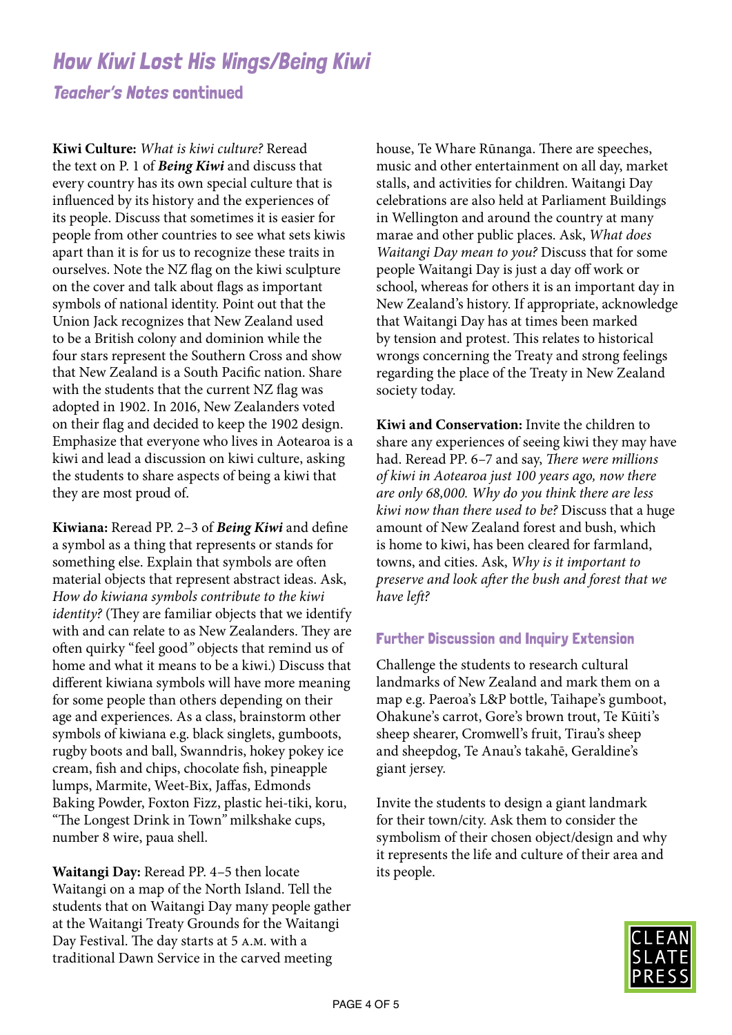# How Kiwi Lost His Wings/Being Kiwi

## Teacher's Notes continued

**Kiwi Culture:** *What is kiwi culture?* Reread the text on P. 1 of ***Being Kiwi*** and discuss that every country has its own special culture that is influenced by its history and the experiences of its people. Discuss that sometimes it is easier for people from other countries to see what sets kiwis apart than it is for us to recognize these traits in ourselves. Note the NZ flag on the kiwi sculpture on the cover and talk about flags as important symbols of national identity. Point out that the Union Jack recognizes that New Zealand used to be a British colony and dominion while the four stars represent the Southern Cross and show that New Zealand is a South Pacific nation. Share with the students that the current NZ flag was adopted in 1902. In 2016, New Zealanders voted on their flag and decided to keep the 1902 design. Emphasize that everyone who lives in Aotearoa is a kiwi and lead a discussion on kiwi culture, asking the students to share aspects of being a kiwi that they are most proud of.

**Kiwiana:** Reread PP. 2–3 of ***Being Kiwi*** and define a symbol as a thing that represents or stands for something else. Explain that symbols are often material objects that represent abstract ideas. Ask, *How do kiwiana symbols contribute to the kiwi identity?* (They are familiar objects that we identify with and can relate to as New Zealanders. They are often quirky "feel good" objects that remind us of home and what it means to be a kiwi.) Discuss that different kiwiana symbols will have more meaning for some people than others depending on their age and experiences. As a class, brainstorm other symbols of kiwiana e.g. black singlets, gumboots, rugby boots and ball, Swanndris, hokey pokey ice cream, fish and chips, chocolate fish, pineapple lumps, Marmite, Weet-Bix, Jaffas, Edmonds Baking Powder, Foxton Fizz, plastic hei-tiki, koru, "The Longest Drink in Town" milkshake cups, number 8 wire, paua shell.

**Waitangi Day:** Reread PP. 4–5 then locate Waitangi on a map of the North Island. Tell the students that on Waitangi Day many people gather at the Waitangi Treaty Grounds for the Waitangi Day Festival. The day starts at 5 A.M. with a traditional Dawn Service in the carved meeting house, Te Whare Rūnanga. There are speeches, music and other entertainment on all day, market stalls, and activities for children. Waitangi Day celebrations are also held at Parliament Buildings in Wellington and around the country at many marae and other public places. Ask, *What does Waitangi Day mean to you?* Discuss that for some people Waitangi Day is just a day off work or school, whereas for others it is an important day in New Zealand's history. If appropriate, acknowledge that Waitangi Day has at times been marked by tension and protest. This relates to historical wrongs concerning the Treaty and strong feelings regarding the place of the Treaty in New Zealand society today.

**Kiwi and Conservation:** Invite the children to share any experiences of seeing kiwi they may have had. Reread PP. 6–7 and say, *There were millions of kiwi in Aotearoa just 100 years ago, now there are only 68,000. Why do you think there are less kiwi now than there used to be?* Discuss that a huge amount of New Zealand forest and bush, which is home to kiwi, has been cleared for farmland, towns, and cities. Ask, *Why is it important to preserve and look after the bush and forest that we have left?*

### Further Discussion and Inquiry Extension

Challenge the students to research cultural landmarks of New Zealand and mark them on a map e.g. Paeroa's L&P bottle, Taihape's gumboot, Ohakune's carrot, Gore's brown trout, Te Kūiti's sheep shearer, Cromwell's fruit, Tirau's sheep and sheepdog, Te Anau's takahē, Geraldine's giant jersey.

Invite the students to design a giant landmark for their town/city. Ask them to consider the symbolism of their chosen object/design and why it represents the life and culture of their area and its people.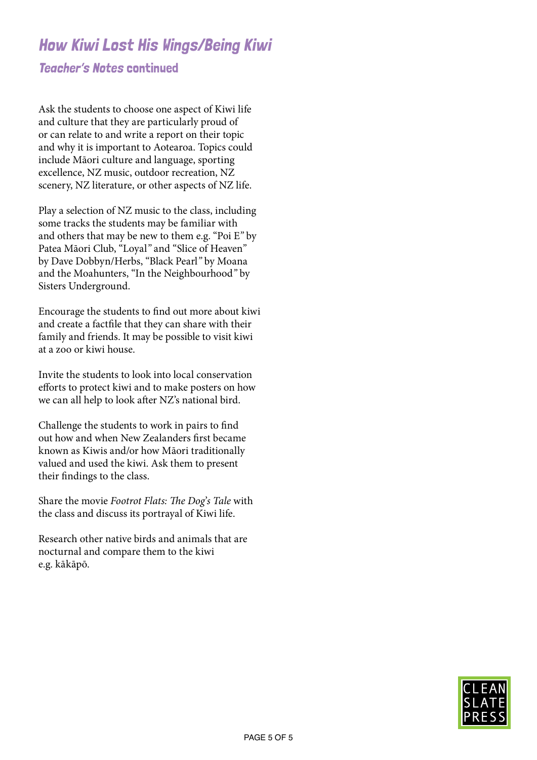# *How Kiwi Lost His Wings/Being Kiwi*

## *Teacher's Notes* continued

Ask the students to choose one aspect of Kiwi life and culture that they are particularly proud of or can relate to and write a report on their topic and why it is important to Aotearoa. Topics could include Māori culture and language, sporting excellence, NZ music, outdoor recreation, NZ scenery, NZ literature, or other aspects of NZ life.

Play a selection of NZ music to the class, including some tracks the students may be familiar with and others that may be new to them e.g. "Poi E" by Patea Māori Club, "Loyal" and "Slice of Heaven" by Dave Dobbyn/Herbs, "Black Pearl" by Moana and the Moahunters, "In the Neighbourhood" by Sisters Underground.

Encourage the students to find out more about kiwi and create a factfile that they can share with their family and friends. It may be possible to visit kiwi at a zoo or kiwi house.

Invite the students to look into local conservation efforts to protect kiwi and to make posters on how we can all help to look after NZ's national bird.

Challenge the students to work in pairs to find out how and when New Zealanders first became known as Kiwis and/or how Māori traditionally valued and used the kiwi. Ask them to present their findings to the class.

Share the movie *Footrot Flats: The Dog's Tale* with the class and discuss its portrayal of Kiwi life.

Research other native birds and animals that are nocturnal and compare them to the kiwi e.g. kākāpō.

CLEAN SLATE PRESS